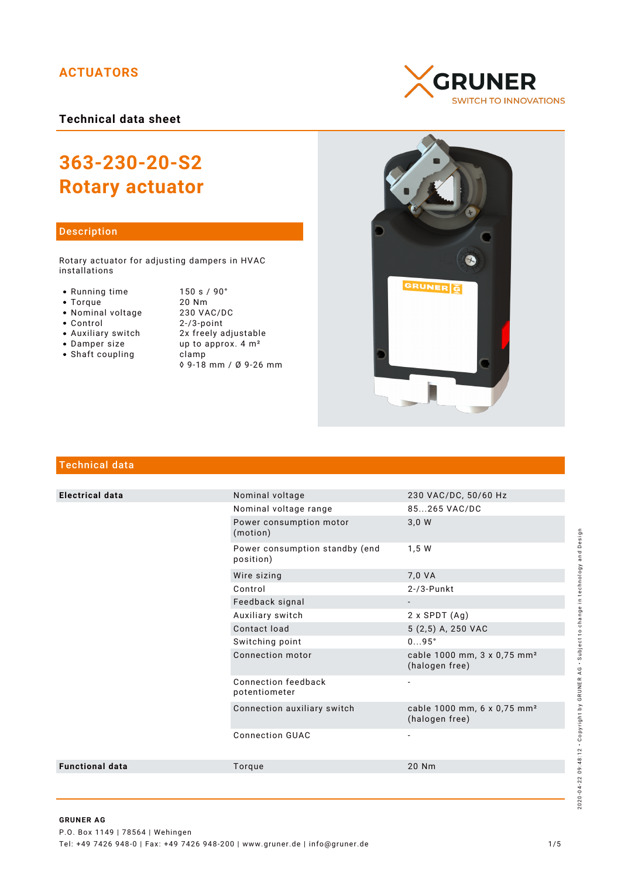ACTUATORS

GRUNER
SWITCH TO INNOVATIONS

**Technical data sheet**

# 363-230-20-S2
# Rotary actuator

## Description

Rotary actuator for adjusting dampers in HVAC installations

- Running time 150 s / 90°
- Torque 20 Nm
- Nominal voltage 230 VAC/DC
- Control 2-/3-point
- Auxiliary switch 2x freely adjustable
- Damper size up to approx. 4 m²
- Shaft coupling clamp ◊ 9-18 mm / Ø 9-26 mm

## Technical data

| | | |
|---|---|---|
| **Electrical data** | Nominal voltage | 230 VAC/DC, 50/60 Hz |
| | Nominal voltage range | 85...265 VAC/DC |
| | Power consumption motor (motion) | 3,0 W |
| | Power consumption standby (end position) | 1,5 W |
| | Wire sizing | 7,0 VA |
| | Control | 2-/3-Punkt |
| | Feedback signal | - |
| | Auxiliary switch | 2 x SPDT (Ag) |
| | Contact load | 5 (2,5) A, 250 VAC |
| | Switching point | 0...95° |
| | Connection motor | cable 1000 mm, 3 x 0,75 mm² (halogen free) |
| | Connection feedback potentiometer | - |
| | Connection auxiliary switch | cable 1000 mm, 6 x 0,75 mm² (halogen free) |
| | Connection GUAC | - |
| **Functional data** | Torque | 20 Nm |

2020-04-22 09:48:12 • Copyright by GRUNER AG • Subject to change in technology and Design

**GRUNER AG**
P.O. Box 1149 | 78564 | Wehingen
Tel: +49 7426 948-0 | Fax: +49 7426 948-200 | www.gruner.de | info@gruner.de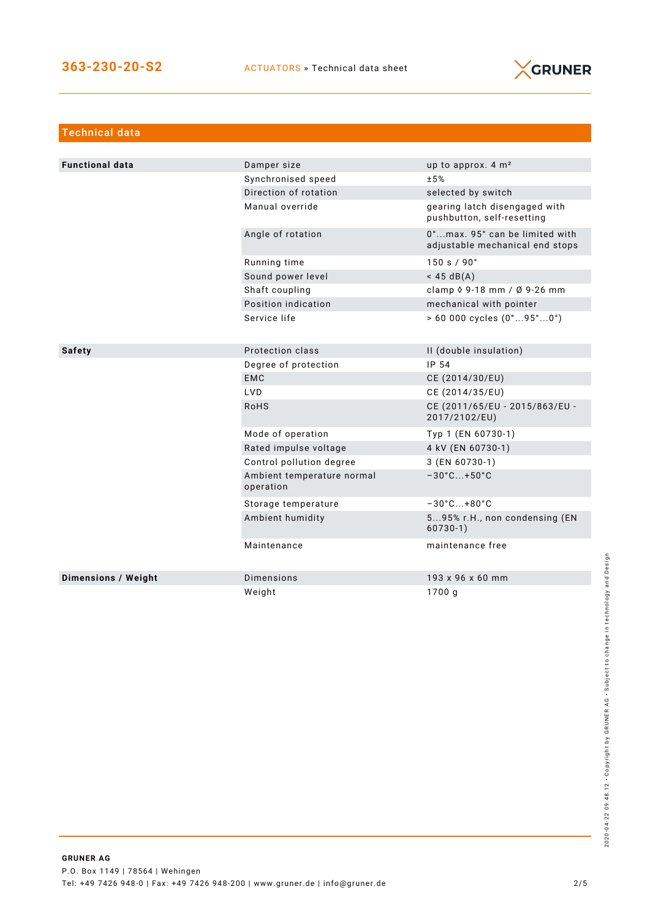## Technical data

| | | |
|---|---|---|
| **Functional data** | Damper size | up to approx. 4 m² |
| | Synchronised speed | ±5% |
| | Direction of rotation | selected by switch |
| | Manual override | gearing latch disengaged with pushbutton, self-resetting |
| | Angle of rotation | 0°...max. 95° can be limited with adjustable mechanical end stops |
| | Running time | 150 s / 90° |
| | Sound power level | < 45 dB(A) |
| | Shaft coupling | clamp ◊ 9-18 mm / Ø 9-26 mm |
| | Position indication | mechanical with pointer |
| | Service life | > 60 000 cycles (0°...95°...0°) |
| **Safety** | Protection class | II (double insulation) |
| | Degree of protection | IP 54 |
| | EMC | CE (2014/30/EU) |
| | LVD | CE (2014/35/EU) |
| | RoHS | CE (2011/65/EU - 2015/863/EU - 2017/2102/EU) |
| | Mode of operation | Typ 1 (EN 60730-1) |
| | Rated impulse voltage | 4 kV (EN 60730-1) |
| | Control pollution degree | 3 (EN 60730-1) |
| | Ambient temperature normal operation | −30°C...+50°C |
| | Storage temperature | −30°C...+80°C |
| | Ambient humidity | 5...95% r.H., non condensing (EN 60730-1) |
| | Maintenance | maintenance free |
| **Dimensions / Weight** | Dimensions | 193 x 96 x 60 mm |
| | Weight | 1700 g |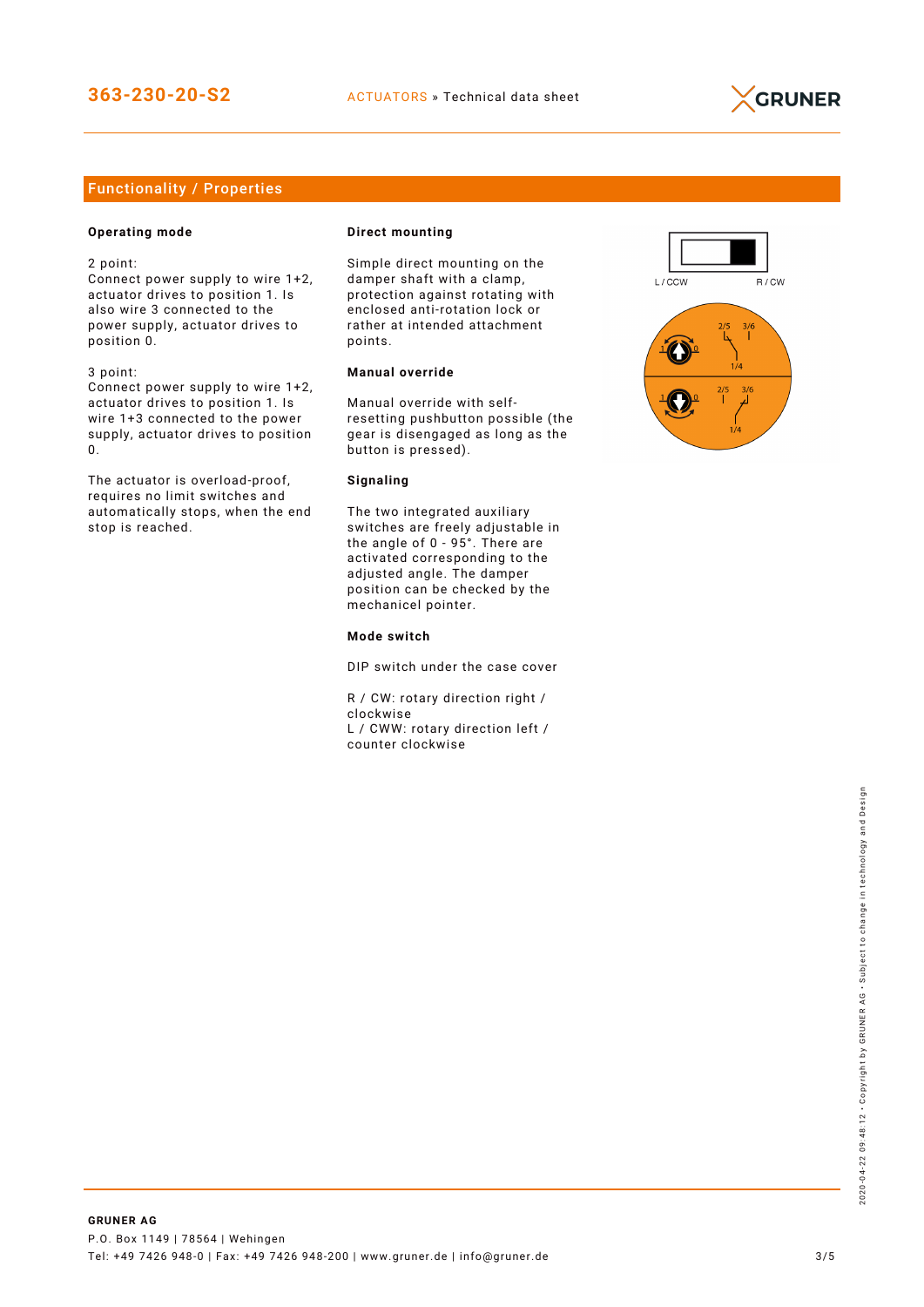## Functionality / Properties

### Operating mode

2 point:
Connect power supply to wire 1+2, actuator drives to position 1. Is also wire 3 connected to the power supply, actuator drives to position 0.

3 point:
Connect power supply to wire 1+2, actuator drives to position 1. Is wire 1+3 connected to the power supply, actuator drives to position 0.

The actuator is overload-proof, requires no limit switches and automatically stops, when the end stop is reached.

### Direct mounting

Simple direct mounting on the damper shaft with a clamp, protection against rotating with enclosed anti-rotation lock or rather at intended attachment points.

### Manual override

Manual override with self-resetting pushbutton possible (the gear is disengaged as long as the button is pressed).

### Signaling

The two integrated auxiliary switches are freely adjustable in the angle of 0 - 95°. There are activated corresponding to the adjusted angle. The damper position can be checked by the mechanicel pointer.

### Mode switch

DIP switch under the case cover

R / CW: rotary direction right / clockwise
L / CWW: rotary direction left / counter clockwise

L / CCW R / CW

2/5 3/6
1 0
1/4

2/5 3/6
1 0
1/4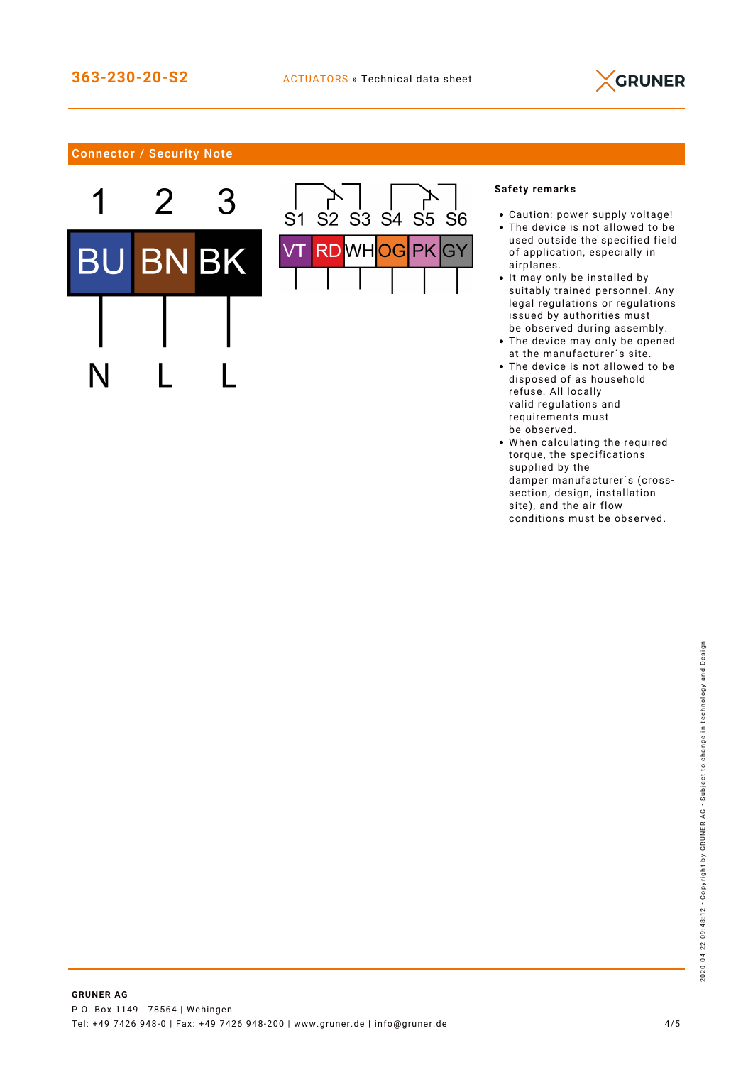## Connector / Security Note

| 1 | 2 | 3 |
|---|---|---|
| BU | BN | BK |
| N | L | L |

| S1 | S2 | S3 | S4 | S5 | S6 |
|---|---|---|---|---|---|
| VT | RD | WH | OG | PK | GY |

**Safety remarks**

- Caution: power supply voltage!
- The device is not allowed to be used outside the specified field of application, especially in airplanes.
- It may only be installed by suitably trained personnel. Any legal regulations or regulations issued by authorities must be observed during assembly.
- The device may only be opened at the manufacturer´s site.
- The device is not allowed to be disposed of as household refuse. All locally valid regulations and requirements must be observed.
- When calculating the required torque, the specifications supplied by the damper manufacturer´s (cross-section, design, installation site), and the air flow conditions must be observed.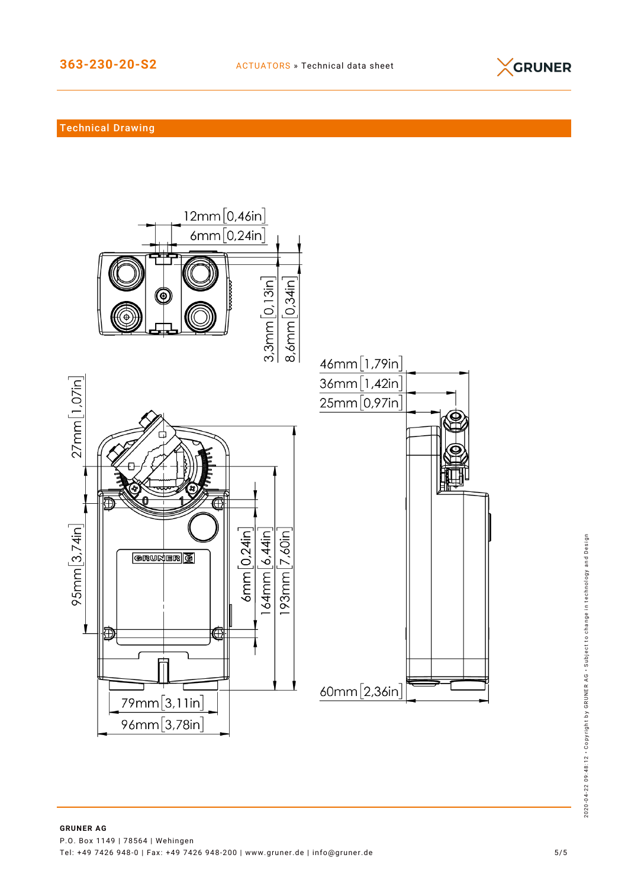## Technical Drawing

12mm [0,46in]
6mm [0,24in]
3,3mm [0,13in]
8,6mm [0,34in]
46mm [1,79in]
36mm [1,42in]
25mm [0,97in]
27mm [1,07in]
95mm [3,74in]
6mm [0,24in]
164mm [6,44in]
193mm [7,60in]
60mm [2,36in]
79mm [3,11in]
96mm [3,78in]

**GRUNER AG**
P.O. Box 1149 | 78564 | Wehingen
Tel: +49 7426 948-0 | Fax: +49 7426 948-200 | www.gruner.de | info@gruner.de